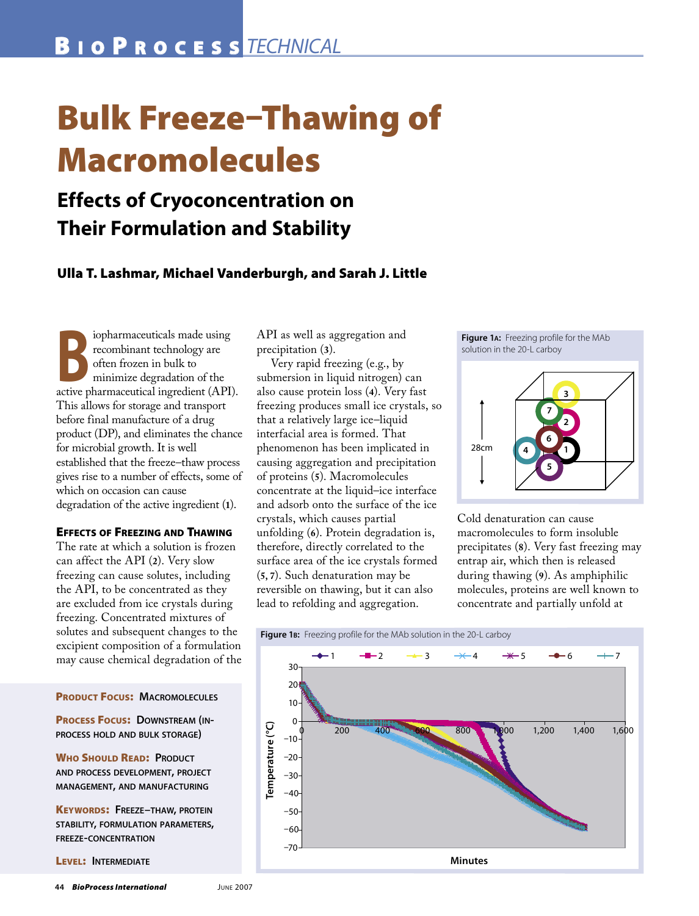# Bulk Freeze–Thawing of Macromolecules

## Effects of Cryoconcentration on Their Formulation and Stability

**Ulla T. Lashmar, Michael Vanderburgh, and Sarah J. Little**

Biopharmaceuticals made using recombinant technology are often frozen in bulk to minimize degradation of the active pharmaceutical ingredient (API). This allows for storage and transport before final manufacture of a drug product (DP), and eliminates the chance for microbial growth. It is well established that the freeze–thaw process gives rise to a number of effects, some of which on occasion can cause degradation of the active ingredient (1).

### Effects of Freezing and Thawing

The rate at which a solution is frozen can affect the API (2). Very slow freezing can cause solutes, including the API, to be concentrated as they are excluded from ice crystals during freezing. Concentrated mixtures of solutes and subsequent changes to the excipient composition of a formulation may cause chemical degradation of the API as well as aggregation and precipitation (3).

Very rapid freezing (e.g., by submersion in liquid nitrogen) can also cause protein loss (4). Very fast freezing produces small ice crystals, so that a relatively large ice–liquid interfacial area is formed. That phenomenon has been implicated in causing aggregation and precipitation of proteins (5). Macromolecules concentrate at the liquid–ice interface and adsorb onto the surface of the ice crystals, which causes partial unfolding (6). Protein degradation is, therefore, directly correlated to the surface area of the ice crystals formed (5, 7). Such denaturation may be reversible on thawing, but it can also lead to refolding and aggregation.

Cold denaturation can cause macromolecules to form insoluble precipitates (8). Very fast freezing may entrap air, which then is released during thawing (9). As amphiphilic molecules, proteins are well known to concentrate and partially unfold at

**Figure 1a:** Freezing profile for the MAb solution in the 20-L carboy

**Figure 1b:** Freezing profile for the MAb solution in the 20-L carboy

**Product Focus:** Macromolecules

**Process Focus:** Downstream (in-process hold and bulk storage)

**Who Should Read:** Product and process development, project management, and manufacturing

**Keywords:** Freeze–thaw, protein stability, formulation parameters, freeze-concentration

**Level:** Intermediate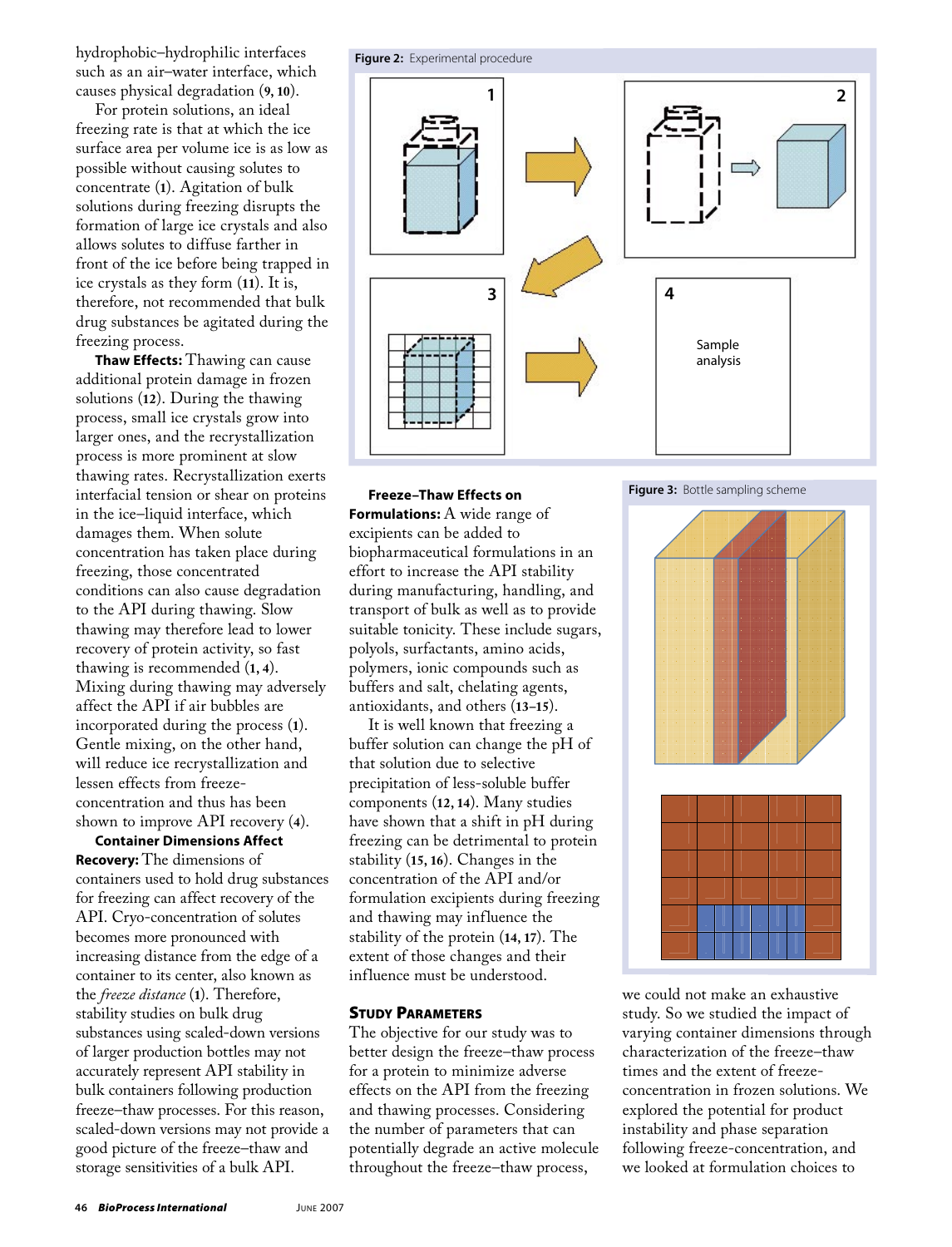hydrophobic–hydrophilic interfaces such as an air–water interface, which causes physical degradation (**9, 10**).

For protein solutions, an ideal freezing rate is that at which the ice surface area per volume ice is as low as possible without causing solutes to concentrate (**1**). Agitation of bulk solutions during freezing disrupts the formation of large ice crystals and also allows solutes to diffuse farther in front of the ice before being trapped in ice crystals as they form (**11**). It is, therefore, not recommended that bulk drug substances be agitated during the freezing process.

**Thaw Effects:** Thawing can cause additional protein damage in frozen solutions (**12**). During the thawing process, small ice crystals grow into larger ones, and the recrystallization process is more prominent at slow thawing rates. Recrystallization exerts interfacial tension or shear on proteins in the ice–liquid interface, which damages them. When solute concentration has taken place during freezing, those concentrated conditions can also cause degradation to the API during thawing. Slow thawing may therefore lead to lower recovery of protein activity, so fast thawing is recommended (**1, 4**). Mixing during thawing may adversely affect the API if air bubbles are incorporated during the process (**1**). Gentle mixing, on the other hand, will reduce ice recrystallization and lessen effects from freeze-concentration and thus has been shown to improve API recovery (**4**).

**Container Dimensions Affect Recovery:** The dimensions of containers used to hold drug substances for freezing can affect recovery of the API. Cryo-concentration of solutes becomes more pronounced with increasing distance from the edge of a container to its center, also known as the *freeze distance* (**1**). Therefore, stability studies on bulk drug substances using scaled-down versions of larger production bottles may not accurately represent API stability in bulk containers following production freeze–thaw processes. For this reason, scaled-down versions may not provide a good picture of the freeze–thaw and storage sensitivities of a bulk API.

**Figure 2:** Experimental procedure

1

2

3

4

Sample analysis

**Freeze–Thaw Effects on Formulations:** A wide range of excipients can be added to biopharmaceutical formulations in an effort to increase the API stability during manufacturing, handling, and transport of bulk as well as to provide suitable tonicity. These include sugars, polyols, surfactants, amino acids, polymers, ionic compounds such as buffers and salt, chelating agents, antioxidants, and others (**13–15**).

It is well known that freezing a buffer solution can change the pH of that solution due to selective precipitation of less-soluble buffer components (**12, 14**). Many studies have shown that a shift in pH during freezing can be detrimental to protein stability (**15, 16**). Changes in the concentration of the API and/or formulation excipients during freezing and thawing may influence the stability of the protein (**14, 17**). The extent of those changes and their influence must be understood.

**Figure 3:** Bottle sampling scheme

## Study Parameters

The objective for our study was to better design the freeze–thaw process for a protein to minimize adverse effects on the API from the freezing and thawing processes. Considering the number of parameters that can potentially degrade an active molecule throughout the freeze–thaw process, we could not make an exhaustive study. So we studied the impact of varying container dimensions through characterization of the freeze–thaw times and the extent of freeze-concentration in frozen solutions. We explored the potential for product instability and phase separation following freeze-concentration, and we looked at formulation choices to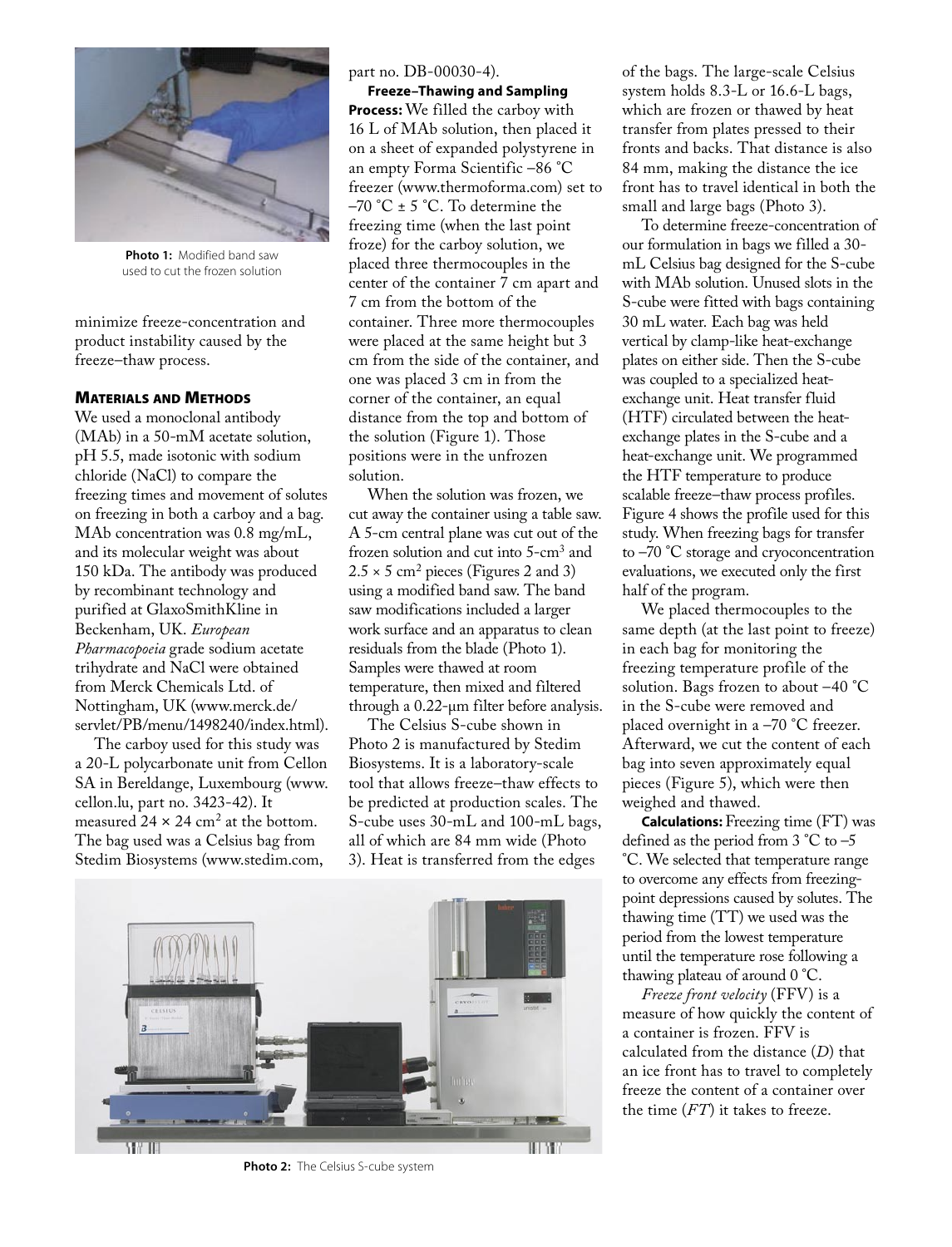Photo 1: Modified band saw used to cut the frozen solution

minimize freeze-concentration and product instability caused by the freeze–thaw process.

## Materials and Methods

We used a monoclonal antibody (MAb) in a 50-mM acetate solution, pH 5.5, made isotonic with sodium chloride (NaCl) to compare the freezing times and movement of solutes on freezing in both a carboy and a bag. MAb concentration was 0.8 mg/mL, and its molecular weight was about 150 kDa. The antibody was produced by recombinant technology and purified at GlaxoSmithKline in Beckenham, UK. *European Pharmacopoeia* grade sodium acetate trihydrate and NaCl were obtained from Merck Chemicals Ltd. of Nottingham, UK (www.merck.de/servlet/PB/menu/1498240/index.html).

The carboy used for this study was a 20-L polycarbonate unit from Cellon SA in Bereldange, Luxembourg (www.cellon.lu, part no. 3423-42). It measured 24 × 24 cm$^2$ at the bottom. The bag used was a Celsius bag from Stedim Biosystems (www.stedim.com, part no. DB-00030-4).

**Freeze–Thawing and Sampling Process:** We filled the carboy with 16 L of MAb solution, then placed it on a sheet of expanded polystyrene in an empty Forma Scientific –86 °C freezer (www.thermoforma.com) set to –70 °C ± 5 °C. To determine the freezing time (when the last point froze) for the carboy solution, we placed three thermocouples in the center of the container 7 cm apart and 7 cm from the bottom of the container. Three more thermocouples were placed at the same height but 3 cm from the side of the container, and one was placed 3 cm in from the corner of the container, an equal distance from the top and bottom of the solution (Figure 1). Those positions were in the unfrozen solution.

When the solution was frozen, we cut away the container using a table saw. A 5-cm central plane was cut out of the frozen solution and cut into 5-cm$^3$ and 2.5 × 5 cm$^2$ pieces (Figures 2 and 3) using a modified band saw. The band saw modifications included a larger work surface and an apparatus to clean residuals from the blade (Photo 1). Samples were thawed at room temperature, then mixed and filtered through a 0.22-µm filter before analysis.

The Celsius S-cube shown in Photo 2 is manufactured by Stedim Biosystems. It is a laboratory-scale tool that allows freeze–thaw effects to be predicted at production scales. The S-cube uses 30-mL and 100-mL bags, all of which are 84 mm wide (Photo 3). Heat is transferred from the edges of the bags. The large-scale Celsius system holds 8.3-L or 16.6-L bags, which are frozen or thawed by heat transfer from plates pressed to their fronts and backs. That distance is also 84 mm, making the distance the ice front has to travel identical in both the small and large bags (Photo 3).

To determine freeze-concentration of our formulation in bags we filled a 30-mL Celsius bag designed for the S-cube with MAb solution. Unused slots in the S-cube were fitted with bags containing 30 mL water. Each bag was held vertical by clamp-like heat-exchange plates on either side. Then the S-cube was coupled to a specialized heat-exchange unit. Heat transfer fluid (HTF) circulated between the heat-exchange plates in the S-cube and a heat-exchange unit. We programmed the HTF temperature to produce scalable freeze–thaw process profiles. Figure 4 shows the profile used for this study. When freezing bags for transfer to –70 °C storage and cryoconcentration evaluations, we executed only the first half of the program.

We placed thermocouples to the same depth (at the last point to freeze) in each bag for monitoring the freezing temperature profile of the solution. Bags frozen to about –40 °C in the S-cube were removed and placed overnight in a –70 °C freezer. Afterward, we cut the content of each bag into seven approximately equal pieces (Figure 5), which were then weighed and thawed.

**Calculations:** Freezing time (FT) was defined as the period from 3 °C to –5 °C. We selected that temperature range to overcome any effects from freezing-point depressions caused by solutes. The thawing time (TT) we used was the period from the lowest temperature until the temperature rose following a thawing plateau of around 0 °C.

*Freeze front velocity* (FFV) is a measure of how quickly the content of a container is frozen. FFV is calculated from the distance ($D$) that an ice front has to travel to completely freeze the content of a container over the time ($FT$) it takes to freeze.

Photo 2: The Celsius S-cube system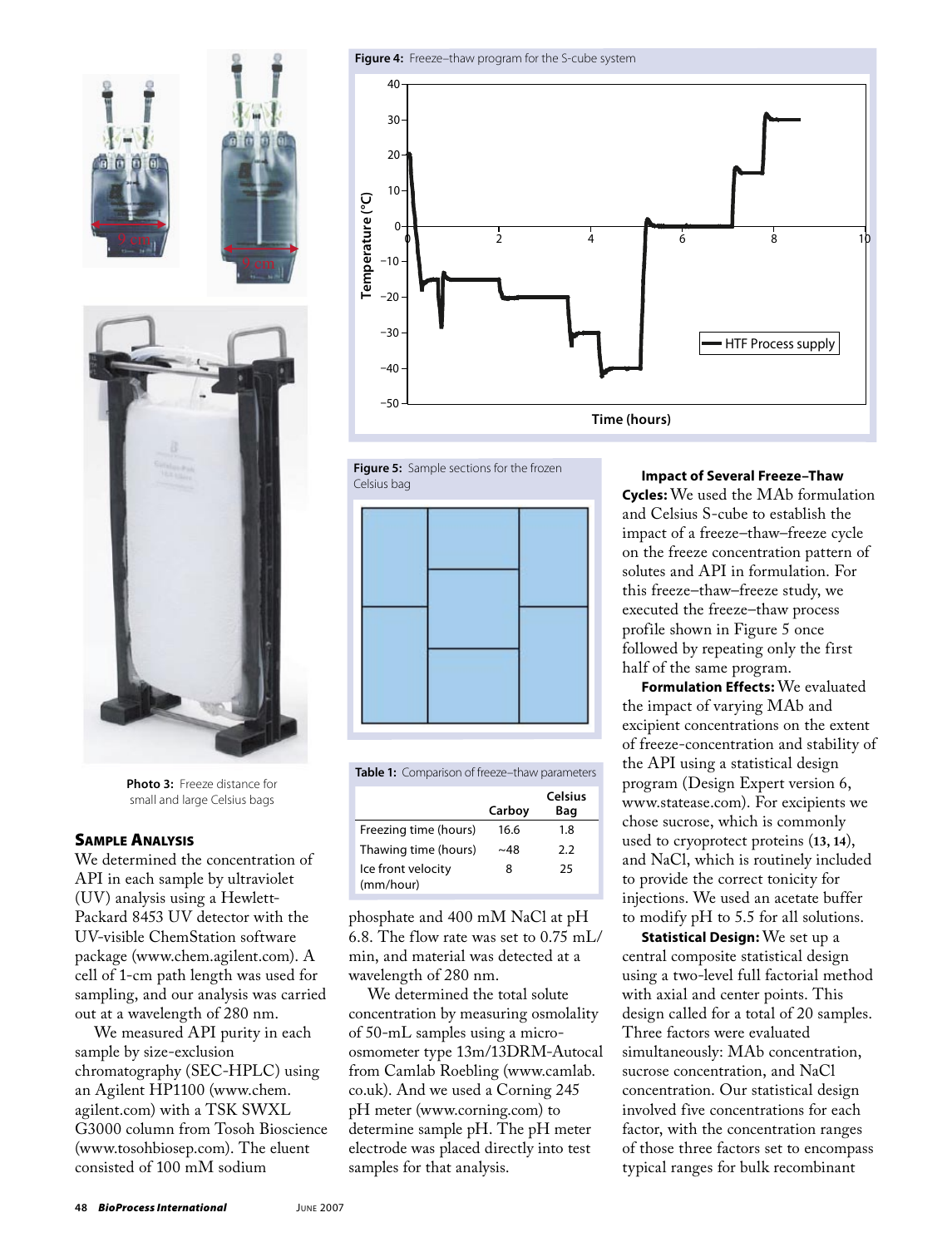Photo 3: Freeze distance for small and large Celsius bags

**Figure 4:** Freeze–thaw program for the S-cube system

**Figure 5:** Sample sections for the frozen Celsius bag

## Sample Analysis

We determined the concentration of API in each sample by ultraviolet (UV) analysis using a Hewlett-Packard 8453 UV detector with the UV-visible ChemStation software package (www.chem.agilent.com). A cell of 1-cm path length was used for sampling, and our analysis was carried out at a wavelength of 280 nm.

We measured API purity in each sample by size-exclusion chromatography (SEC-HPLC) using an Agilent HP1100 (www.chem.agilent.com) with a TSK SWXL G3000 column from Tosoh Bioscience (www.tosohbiosep.com). The eluent consisted of 100 mM sodium phosphate and 400 mM NaCl at pH 6.8. The flow rate was set to 0.75 mL/min, and material was detected at a wavelength of 280 nm.

**Table 1:** Comparison of freeze–thaw parameters

| | Carboy | Celsius Bag |
|---|---|---|
| Freezing time (hours) | 16.6 | 1.8 |
| Thawing time (hours) | ~48 | 2.2 |
| Ice front velocity (mm/hour) | 8 | 25 |

We determined the total solute concentration by measuring osmolality of 50-mL samples using a micro-osmometer type 13m/13DRM-Autocal from Camlab Roebling (www.camlab.co.uk). And we used a Corning 245 pH meter (www.corning.com) to determine sample pH. The pH meter electrode was placed directly into test samples for that analysis.

**Impact of Several Freeze–Thaw Cycles:** We used the MAb formulation and Celsius S-cube to establish the impact of a freeze–thaw–freeze cycle on the freeze concentration pattern of solutes and API in formulation. For this freeze–thaw–freeze study, we executed the freeze–thaw process profile shown in Figure 5 once followed by repeating only the first half of the same program.

**Formulation Effects:** We evaluated the impact of varying MAb and excipient concentrations on the extent of freeze-concentration and stability of the API using a statistical design program (Design Expert version 6, www.statease.com). For excipients we chose sucrose, which is commonly used to cryoprotect proteins (**13, 14**), and NaCl, which is routinely included to provide the correct tonicity for injections. We used an acetate buffer to modify pH to 5.5 for all solutions.

**Statistical Design:** We set up a central composite statistical design using a two-level full factorial method with axial and center points. This design called for a total of 20 samples. Three factors were evaluated simultaneously: MAb concentration, sucrose concentration, and NaCl concentration. Our statistical design involved five concentrations for each factor, with the concentration ranges of those three factors set to encompass typical ranges for bulk recombinant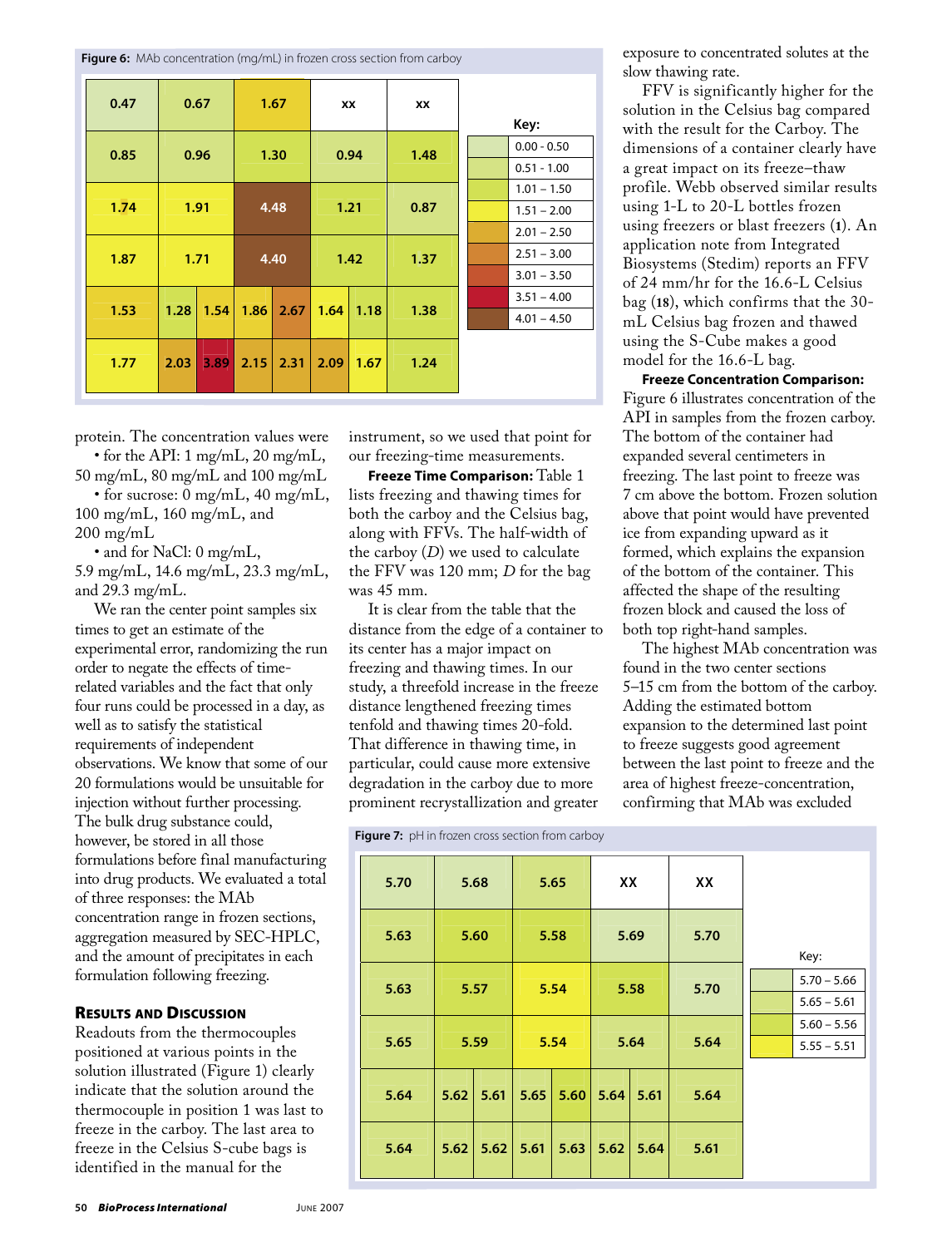**Figure 6:** MAb concentration (mg/mL) in frozen cross section from carboy

| | | | | | | | | |
|---|---|---|---|---|---|---|---|---|
| 0.47 | 0.67 | | 1.67 | | xx | | xx |
| 0.85 | 0.96 | | 1.30 | | 0.94 | | 1.48 |
| 1.74 | 1.91 | | 4.48 | | 1.21 | | 0.87 |
| 1.87 | 1.71 | | 4.40 | | 1.42 | | 1.37 |
| 1.53 | 1.28 | 1.54 | 1.86 | 2.67 | 1.64 | 1.18 | 1.38 |
| 1.77 | 2.03 | 3.89 | 2.15 | 2.31 | 2.09 | 1.67 | 1.24 |

Key:

| Range |
|---|
| 0.00 - 0.50 |
| 0.51 - 1.00 |
| 1.01 – 1.50 |
| 1.51 – 2.00 |
| 2.01 – 2.50 |
| 2.51 – 3.00 |
| 3.01 – 3.50 |
| 3.51 – 4.00 |
| 4.01 – 4.50 |

protein. The concentration values were

- for the API: 1 mg/mL, 20 mg/mL, 50 mg/mL, 80 mg/mL and 100 mg/mL
- for sucrose: 0 mg/mL, 40 mg/mL, 100 mg/mL, 160 mg/mL, and 200 mg/mL
- and for NaCl: 0 mg/mL, 5.9 mg/mL, 14.6 mg/mL, 23.3 mg/mL, and 29.3 mg/mL.

We ran the center point samples six times to get an estimate of the experimental error, randomizing the run order to negate the effects of time-related variables and the fact that only four runs could be processed in a day, as well as to satisfy the statistical requirements of independent observations. We know that some of our 20 formulations would be unsuitable for injection without further processing. The bulk drug substance could, however, be stored in all those formulations before final manufacturing into drug products. We evaluated a total of three responses: the MAb concentration range in frozen sections, aggregation measured by SEC-HPLC, and the amount of precipitates in each formulation following freezing.

## Results and Discussion

Readouts from the thermocouples positioned at various points in the solution illustrated (Figure 1) clearly indicate that the solution around the thermocouple in position 1 was last to freeze in the carboy. The last area to freeze in the Celsius S-cube bags is identified in the manual for the instrument, so we used that point for our freezing-time measurements.

**Freeze Time Comparison:** Table 1 lists freezing and thawing times for both the carboy and the Celsius bag, along with FFVs. The half-width of the carboy (*D*) we used to calculate the FFV was 120 mm; *D* for the bag was 45 mm.

It is clear from the table that the distance from the edge of a container to its center has a major impact on freezing and thawing times. In our study, a threefold increase in the freeze distance lengthened freezing times tenfold and thawing times 20-fold. That difference in thawing time, in particular, could cause more extensive degradation in the carboy due to more prominent recrystallization and greater exposure to concentrated solutes at the slow thawing rate.

FFV is significantly higher for the solution in the Celsius bag compared with the result for the Carboy. The dimensions of a container clearly have a great impact on its freeze–thaw profile. Webb observed similar results using 1-L to 20-L bottles frozen using freezers or blast freezers (1). An application note from Integrated Biosystems (Stedim) reports an FFV of 24 mm/hr for the 16.6-L Celsius bag (18), which confirms that the 30-mL Celsius bag frozen and thawed using the S-Cube makes a good model for the 16.6-L bag.

**Freeze Concentration Comparison:** Figure 6 illustrates concentration of the API in samples from the frozen carboy. The bottom of the container had expanded several centimeters in freezing. The last point to freeze was 7 cm above the bottom. Frozen solution above that point would have prevented ice from expanding upward as it formed, which explains the expansion of the bottom of the container. This affected the shape of the resulting frozen block and caused the loss of both top right-hand samples.

The highest MAb concentration was found in the two center sections 5–15 cm from the bottom of the carboy. Adding the estimated bottom expansion to the determined last point to freeze suggests good agreement between the last point to freeze and the area of highest freeze-concentration, confirming that MAb was excluded

**Figure 7:** pH in frozen cross section from carboy

| | | | | | | | |
|---|---|---|---|---|---|---|---|
| 5.70 | 5.68 | | 5.65 | | XX | | XX |
| 5.63 | 5.60 | | 5.58 | | 5.69 | | 5.70 |
| 5.63 | 5.57 | | 5.54 | | 5.58 | | 5.70 |
| 5.65 | 5.59 | | 5.54 | | 5.64 | | 5.64 |
| 5.64 | 5.62 | 5.61 | 5.65 | 5.60 | 5.64 | 5.61 | 5.64 |
| 5.64 | 5.62 | 5.62 | 5.61 | 5.63 | 5.62 | 5.64 | 5.61 |

Key:

| Range |
|---|
| 5.70 – 5.66 |
| 5.65 – 5.61 |
| 5.60 – 5.56 |
| 5.55 – 5.51 |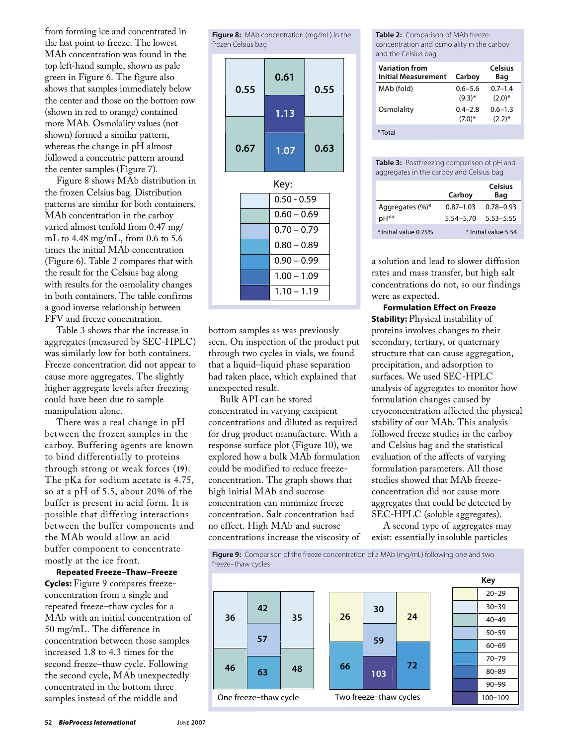from forming ice and concentrated in the last point to freeze. The lowest MAb concentration was found in the top left-hand sample, shown as pale green in Figure 6. The figure also shows that samples immediately below the center and those on the bottom row (shown in red to orange) contained more MAb. Osmolality values (not shown) formed a similar pattern, whereas the change in pH almost followed a concentric pattern around the center samples (Figure 7).

Figure 8 shows MAb distribution in the frozen Celsius bag. Distribution patterns are similar for both containers. MAb concentration in the carboy varied almost tenfold from 0.47 mg/mL to 4.48 mg/mL, from 0.6 to 5.6 times the initial MAb concentration (Figure 6). Table 2 compares that with the result for the Celsius bag along with results for the osmolality changes in both containers. The table confirms a good inverse relationship between FFV and freeze concentration.

Table 3 shows that the increase in aggregates (measured by SEC-HPLC) was similarly low for both containers. Freeze concentration did not appear to cause more aggregates. The slightly higher aggregate levels after freezing could have been due to sample manipulation alone.

There was a real change in pH between the frozen samples in the carboy. Buffering agents are known to bind differentially to proteins through strong or weak forces (**19**). The pKa for sodium acetate is 4.75, so at a pH of 5.5, about 20% of the buffer is present in acid form. It is possible that differing interactions between the buffer components and the MAb would allow an acid buffer component to concentrate mostly at the ice front.

**Repeated Freeze–Thaw–Freeze Cycles:** Figure 9 compares freeze-concentration from a single and repeated freeze–thaw cycles for a MAb with an initial concentration of 50 mg/mL. The difference in concentration between those samples increased 1.8 to 4.3 times for the second freeze–thaw cycle. Following the second cycle, MAb unexpectedly concentrated in the bottom three samples instead of the middle and bottom samples as was previously seen. On inspection of the product put through two cycles in vials, we found that a liquid–liquid phase separation had taken place, which explained that unexpected result.

Bulk API can be stored concentrated in varying excipient concentrations and diluted as required for drug product manufacture. With a response surface plot (Figure 10), we explored how a bulk MAb formulation could be modified to reduce freeze-concentration. The graph shows that high initial MAb and sucrose concentration can minimize freeze concentration. Salt concentration had no effect. High MAb and sucrose concentrations increase the viscosity of a solution and lead to slower diffusion rates and mass transfer, but high salt concentrations do not, so our findings were as expected.

**Formulation Effect on Freeze Stability:** Physical instability of proteins involves changes to their secondary, tertiary, or quaternary structure that can cause aggregation, precipitation, and adsorption to surfaces. We used SEC-HPLC analysis of aggregates to monitor how formulation changes caused by cryoconcentration affected the physical stability of our MAb. This analysis followed freeze studies in the carboy and Celsius bag and the statistical evaluation of the affects of varying formulation parameters. All those studies showed that MAb freeze-concentration did not cause more aggregates that could be detected by SEC-HPLC (soluble aggregates).

A second type of aggregates may exist: essentially insoluble particles

**Figure 8:** MAb concentration (mg/mL) in the frozen Celsius bag

| | | |
|---|---|---|
| 0.55 | 0.61 | 0.55 |
| | 1.13 | |
| 0.67 | 1.07 | 0.63 |

Key: 0.50 - 0.59; 0.60 – 0.69; 0.70 – 0.79; 0.80 – 0.89; 0.90 – 0.99; 1.00 – 1.09; 1.10 – 1.19

**Table 2:** Comparison of MAb freeze-concentration and osmolality in the carboy and the Celsius bag

| Variation from Initial Measurement | Carboy | Celsius Bag |
|---|---|---|
| MAb (fold) | 0.6–5.6 (9.3)* | 0.7–1.4 (2.0)* |
| Osmolality | 0.4–2.8 (7.0)* | 0.6–1.3 (2.2)* |

*Total

**Table 3:** Postfreezing comparison of pH and aggregates in the carboy and Celsius bag

| | Carboy | Celsius Bag |
|---|---|---|
| Aggregates (%)* | 0.87–1.03 | 0.78–0.93 |
| pH** | 5.54–5.70 | 5.53–5.55 |

* Initial value 0.75% &nbsp;&nbsp; ** Initial value 5.54

**Figure 9:** Comparison of the freeze concentration of a MAb (mg/mL) following one and two freeze–thaw cycles

One freeze–thaw cycle:

| | | |
|---|---|---|
| 36 | 42 | 35 |
| | 57 | |
| 46 | 63 | 48 |

Two freeze–thaw cycles:

| | | |
|---|---|---|
| 26 | 30 | 24 |
| | 59 | |
| 66 | 103 | 72 |

Key: 20–29; 30–39; 40–49; 50–59; 60–69; 70–79; 80–89; 90–99; 100–109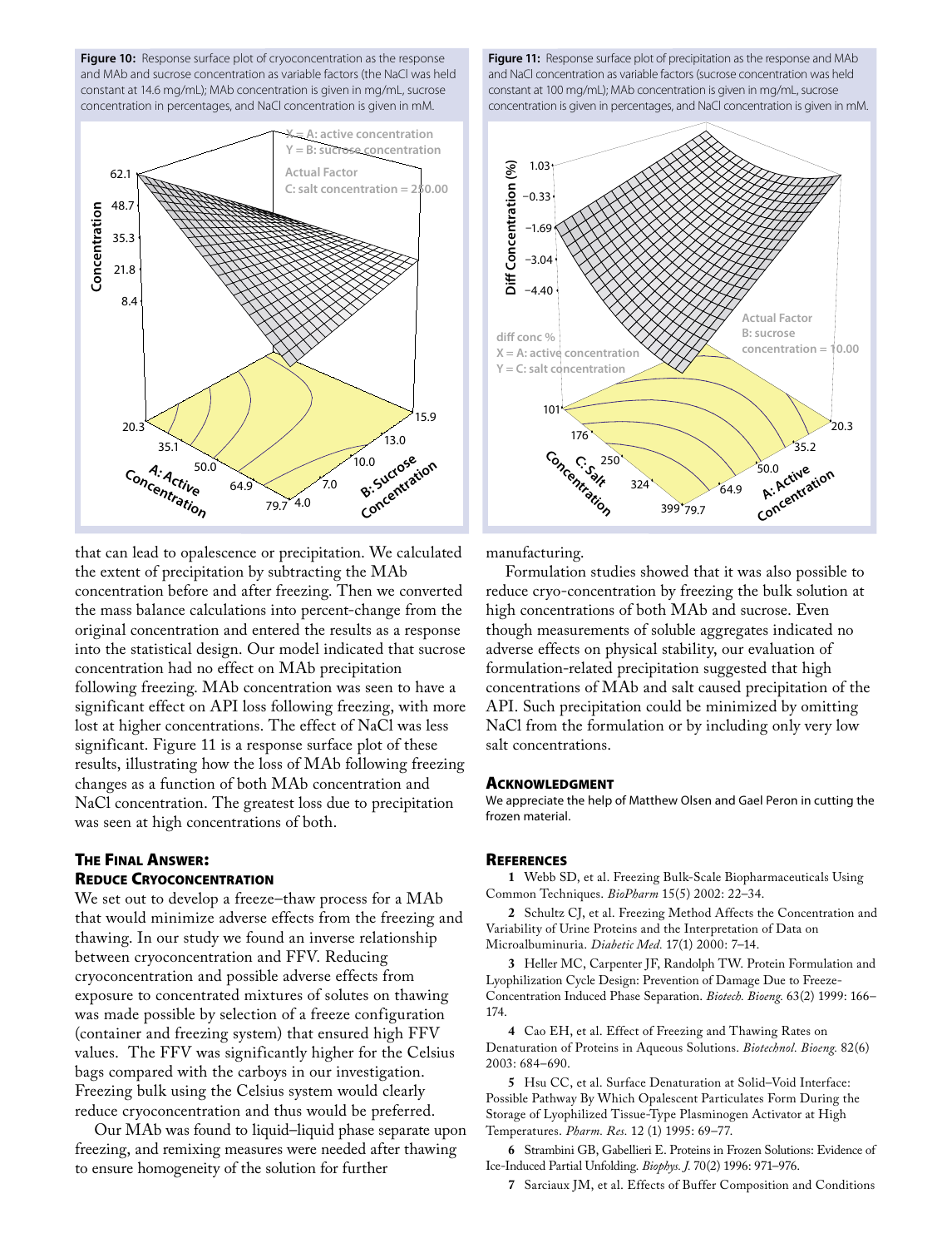**Figure 10:** Response surface plot of cryoconcentration as the response and MAb and sucrose concentration as variable factors (the NaCl was held constant at 14.6 mg/mL); MAb concentration is given in mg/mL, sucrose concentration in percentages, and NaCl concentration is given in mM.

**Figure 11:** Response surface plot of precipitation as the response and MAb and NaCl concentration as variable factors (sucrose concentration was held constant at 100 mg/mL); MAb concentration is given in mg/mL, sucrose concentration is given in percentages, and NaCl concentration is given in mM.

that can lead to opalescence or precipitation. We calculated the extent of precipitation by subtracting the MAb concentration before and after freezing. Then we converted the mass balance calculations into percent-change from the original concentration and entered the results as a response into the statistical design. Our model indicated that sucrose concentration had no effect on MAb precipitation following freezing. MAb concentration was seen to have a significant effect on API loss following freezing, with more lost at higher concentrations. The effect of NaCl was less significant. Figure 11 is a response surface plot of these results, illustrating how the loss of MAb following freezing changes as a function of both MAb concentration and NaCl concentration. The greatest loss due to precipitation was seen at high concentrations of both.

## The Final Answer: Reduce Cryoconcentration

We set out to develop a freeze–thaw process for a MAb that would minimize adverse effects from the freezing and thawing. In our study we found an inverse relationship between cryoconcentration and FFV. Reducing cryoconcentration and possible adverse effects from exposure to concentrated mixtures of solutes on thawing was made possible by selection of a freeze configuration (container and freezing system) that ensured high FFV values. The FFV was significantly higher for the Celsius bags compared with the carboys in our investigation. Freezing bulk using the Celsius system would clearly reduce cryoconcentration and thus would be preferred.

Our MAb was found to liquid–liquid phase separate upon freezing, and remixing measures were needed after thawing to ensure homogeneity of the solution for further manufacturing.

Formulation studies showed that it was also possible to reduce cryo-concentration by freezing the bulk solution at high concentrations of both MAb and sucrose. Even though measurements of soluble aggregates indicated no adverse effects on physical stability, our evaluation of formulation-related precipitation suggested that high concentrations of MAb and salt caused precipitation of the API. Such precipitation could be minimized by omitting NaCl from the formulation or by including only very low salt concentrations.

## Acknowledgment

We appreciate the help of Matthew Olsen and Gael Peron in cutting the frozen material.

## References

**1** Webb SD, et al. Freezing Bulk-Scale Biopharmaceuticals Using Common Techniques. *BioPharm* 15(5) 2002: 22–34.

**2** Schultz CJ, et al. Freezing Method Affects the Concentration and Variability of Urine Proteins and the Interpretation of Data on Microalbuminuria. *Diabetic Med.* 17(1) 2000: 7–14.

**3** Heller MC, Carpenter JF, Randolph TW. Protein Formulation and Lyophilization Cycle Design: Prevention of Damage Due to Freeze-Concentration Induced Phase Separation. *Biotech. Bioeng.* 63(2) 1999: 166–174.

**4** Cao EH, et al. Effect of Freezing and Thawing Rates on Denaturation of Proteins in Aqueous Solutions. *Biotechnol. Bioeng.* 82(6) 2003: 684–690.

**5** Hsu CC, et al. Surface Denaturation at Solid–Void Interface: Possible Pathway By Which Opalescent Particulates Form During the Storage of Lyophilized Tissue-Type Plasminogen Activator at High Temperatures. *Pharm. Res.* 12 (1) 1995: 69–77.

**6** Strambini GB, Gabellieri E. Proteins in Frozen Solutions: Evidence of Ice-Induced Partial Unfolding. *Biophys. J.* 70(2) 1996: 971–976.

**7** Sarciaux JM, et al. Effects of Buffer Composition and Conditions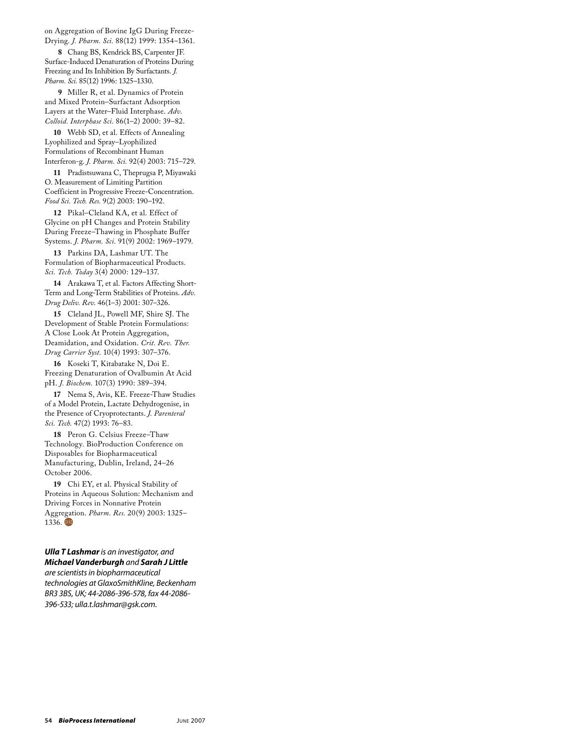on Aggregation of Bovine IgG During Freeze-Drying. *J. Pharm. Sci.* 88(12) 1999: 1354–1361.

**8** Chang BS, Kendrick BS, Carpenter JF. Surface-Induced Denaturation of Proteins During Freezing and Its Inhibition By Surfactants. *J. Pharm. Sci.* 85(12) 1996: 1325–1330.

**9** Miller R, et al. Dynamics of Protein and Mixed Protein–Surfactant Adsorption Layers at the Water–Fluid Interphase. *Adv. Colloid. Interphase Sci.* 86(1–2) 2000: 39–82.

**10** Webb SD, et al. Effects of Annealing Lyophilized and Spray–Lyophilized Formulations of Recombinant Human Interferon-g. *J. Pharm. Sci.* 92(4) 2003: 715–729.

**11** Pradistsuwana C, Theprugsa P, Miyawaki O. Measurement of Limiting Partition Coefficient in Progressive Freeze-Concentration. *Food Sci. Tech. Res.* 9(2) 2003: 190–192.

**12** Pikal–Cleland KA, et al. Effect of Glycine on pH Changes and Protein Stability During Freeze–Thawing in Phosphate Buffer Systems. *J. Pharm. Sci.* 91(9) 2002: 1969–1979.

**13** Parkins DA, Lashmar UT. The Formulation of Biopharmaceutical Products. *Sci. Tech. Today* 3(4) 2000: 129–137.

**14** Arakawa T, et al. Factors Affecting Short-Term and Long-Term Stabilities of Proteins. *Adv. Drug Deliv. Rev.* 46(1–3) 2001: 307–326.

**15** Cleland JL, Powell MF, Shire SJ. The Development of Stable Protein Formulations: A Close Look At Protein Aggregation, Deamidation, and Oxidation. *Crit. Rev. Ther. Drug Carrier Syst.* 10(4) 1993: 307–376.

**16** Koseki T, Kitabatake N, Doi E. Freezing Denaturation of Ovalbumin At Acid pH. *J. Biochem.* 107(3) 1990: 389–394.

**17** Nema S, Avis, KE. Freeze-Thaw Studies of a Model Protein, Lactate Dehydrogenise, in the Presence of Cryoprotectants. *J. Parenteral Sci. Tech.* 47(2) 1993: 76–83.

**18** Peron G. Celsius Freeze–Thaw Technology. BioProduction Conference on Disposables for Biopharmaceutical Manufacturing, Dublin, Ireland, 24–26 October 2006.

**19** Chi EY, et al. Physical Stability of Proteins in Aqueous Solution: Mechanism and Driving Forces in Nonnative Protein Aggregation. *Pharm. Res.* 20(9) 2003: 1325–1336.

***Ulla T Lashmar*** *is an investigator, and* ***Michael Vanderburgh*** *and* ***Sarah J Little*** *are scientists in biopharmaceutical technologies at GlaxoSmithKline, Beckenham BR3 3BS, UK; 44-2086-396-578, fax 44-2086-396-533; ulla.t.lashmar@gsk.com.*